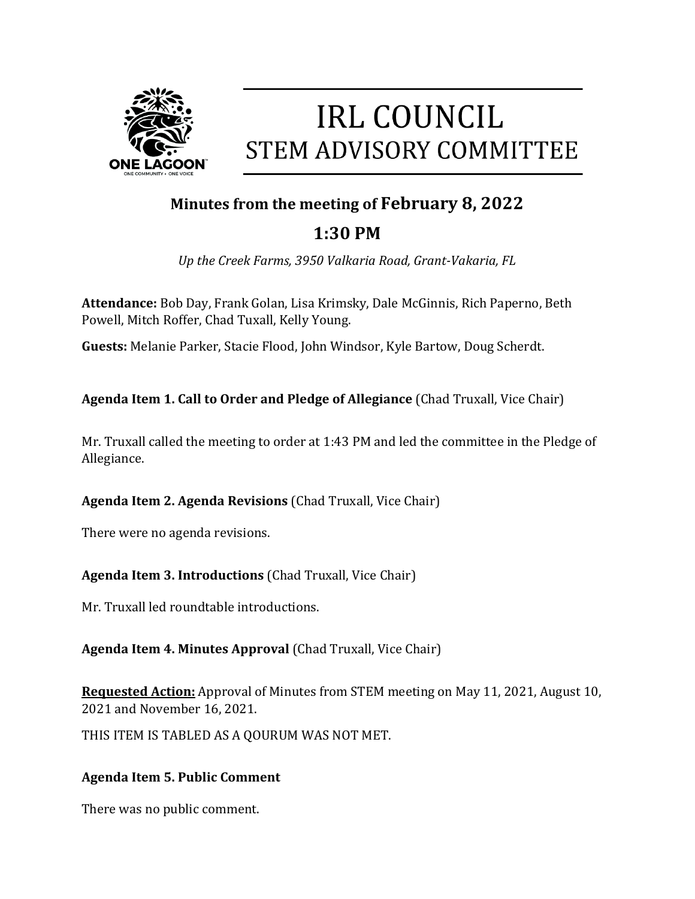# IRL COUNCIL
## STEM ADVISORY COMMITTEE

### Minutes from the meeting of February 8, 2022

### 1:30 PM

*Up the Creek Farms, 3950 Valkaria Road, Grant-Vakaria, FL*

**Attendance:** Bob Day, Frank Golan, Lisa Krimsky, Dale McGinnis, Rich Paperno, Beth Powell, Mitch Roffer, Chad Tuxall, Kelly Young.

**Guests:** Melanie Parker, Stacie Flood, John Windsor, Kyle Bartow, Doug Scherdt.

**Agenda Item 1. Call to Order and Pledge of Allegiance** (Chad Truxall, Vice Chair)

Mr. Truxall called the meeting to order at 1:43 PM and led the committee in the Pledge of Allegiance.

**Agenda Item 2. Agenda Revisions** (Chad Truxall, Vice Chair)

There were no agenda revisions.

**Agenda Item 3. Introductions** (Chad Truxall, Vice Chair)

Mr. Truxall led roundtable introductions.

**Agenda Item 4. Minutes Approval** (Chad Truxall, Vice Chair)

**Requested Action:** Approval of Minutes from STEM meeting on May 11, 2021, August 10, 2021 and November 16, 2021.

THIS ITEM IS TABLED AS A QOURUM WAS NOT MET.

**Agenda Item 5. Public Comment**

There was no public comment.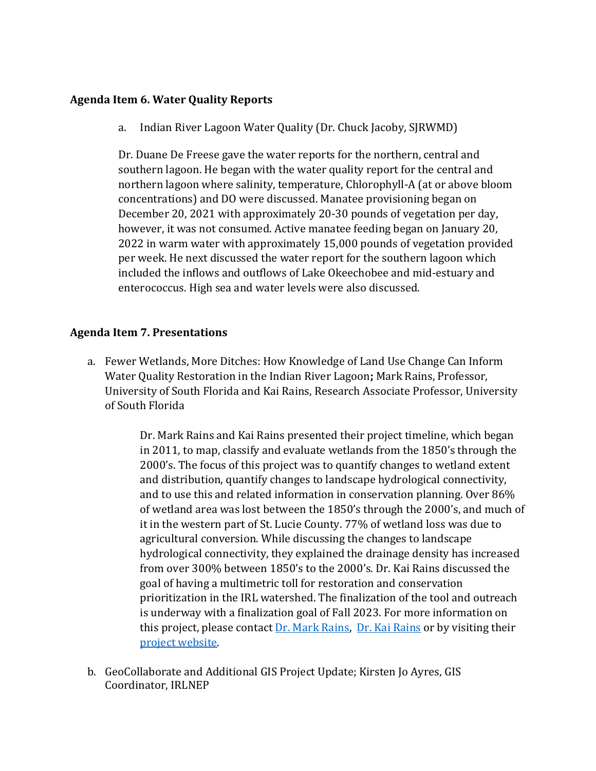**Agenda Item 6. Water Quality Reports**

a. Indian River Lagoon Water Quality (Dr. Chuck Jacoby, SJRWMD)

Dr. Duane De Freese gave the water reports for the northern, central and southern lagoon. He began with the water quality report for the central and northern lagoon where salinity, temperature, Chlorophyll-A (at or above bloom concentrations) and DO were discussed. Manatee provisioning began on December 20, 2021 with approximately 20-30 pounds of vegetation per day, however, it was not consumed. Active manatee feeding began on January 20, 2022 in warm water with approximately 15,000 pounds of vegetation provided per week. He next discussed the water report for the southern lagoon which included the inflows and outflows of Lake Okeechobee and mid-estuary and enterococcus. High sea and water levels were also discussed.

**Agenda Item 7. Presentations**

a. Fewer Wetlands, More Ditches: How Knowledge of Land Use Change Can Inform Water Quality Restoration in the Indian River Lagoon**;** Mark Rains, Professor, University of South Florida and Kai Rains, Research Associate Professor, University of South Florida

Dr. Mark Rains and Kai Rains presented their project timeline, which began in 2011, to map, classify and evaluate wetlands from the 1850's through the 2000's. The focus of this project was to quantify changes to wetland extent and distribution, quantify changes to landscape hydrological connectivity, and to use this and related information in conservation planning. Over 86% of wetland area was lost between the 1850's through the 2000's, and much of it in the western part of St. Lucie County. 77% of wetland loss was due to agricultural conversion. While discussing the changes to landscape hydrological connectivity, they explained the drainage density has increased from over 300% between 1850's to the 2000's. Dr. Kai Rains discussed the goal of having a multimetric toll for restoration and conservation prioritization in the IRL watershed. The finalization of the tool and outreach is underway with a finalization goal of Fall 2023. For more information on this project, please contact Dr. Mark Rains, Dr. Kai Rains or by visiting their project website.

b. GeoCollaborate and Additional GIS Project Update; Kirsten Jo Ayres, GIS Coordinator, IRLNEP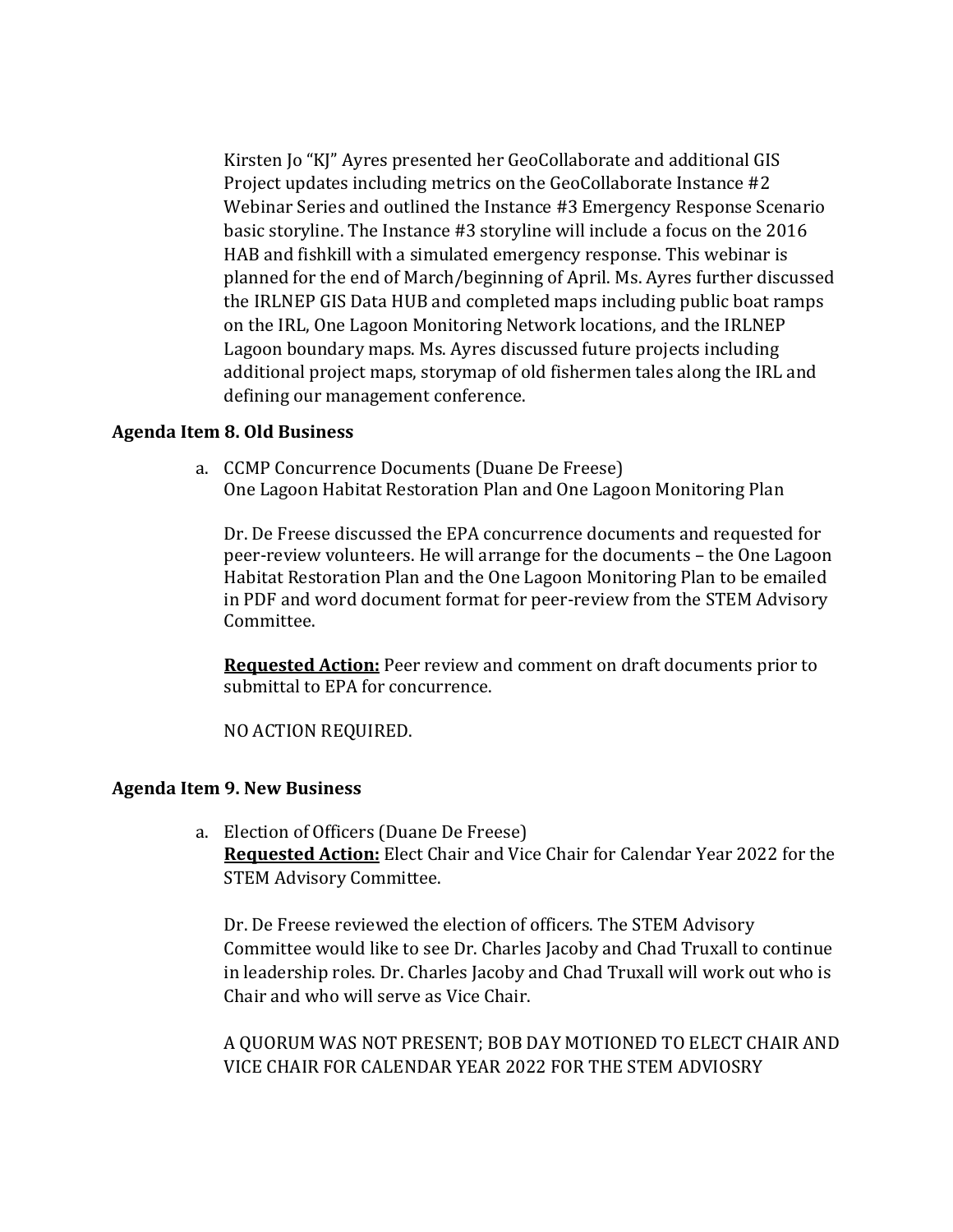Kirsten Jo "KJ" Ayres presented her GeoCollaborate and additional GIS Project updates including metrics on the GeoCollaborate Instance #2 Webinar Series and outlined the Instance #3 Emergency Response Scenario basic storyline. The Instance #3 storyline will include a focus on the 2016 HAB and fishkill with a simulated emergency response. This webinar is planned for the end of March/beginning of April. Ms. Ayres further discussed the IRLNEP GIS Data HUB and completed maps including public boat ramps on the IRL, One Lagoon Monitoring Network locations, and the IRLNEP Lagoon boundary maps. Ms. Ayres discussed future projects including additional project maps, storymap of old fishermen tales along the IRL and defining our management conference.

### Agenda Item 8. Old Business

a. CCMP Concurrence Documents (Duane De Freese)
One Lagoon Habitat Restoration Plan and One Lagoon Monitoring Plan

Dr. De Freese discussed the EPA concurrence documents and requested for peer-review volunteers. He will arrange for the documents – the One Lagoon Habitat Restoration Plan and the One Lagoon Monitoring Plan to be emailed in PDF and word document format for peer-review from the STEM Advisory Committee.

**Requested Action:** Peer review and comment on draft documents prior to submittal to EPA for concurrence.

NO ACTION REQUIRED.

### Agenda Item 9. New Business

a. Election of Officers (Duane De Freese)
**Requested Action:** Elect Chair and Vice Chair for Calendar Year 2022 for the STEM Advisory Committee.

Dr. De Freese reviewed the election of officers. The STEM Advisory Committee would like to see Dr. Charles Jacoby and Chad Truxall to continue in leadership roles. Dr. Charles Jacoby and Chad Truxall will work out who is Chair and who will serve as Vice Chair.

A QUORUM WAS NOT PRESENT; BOB DAY MOTIONED TO ELECT CHAIR AND VICE CHAIR FOR CALENDAR YEAR 2022 FOR THE STEM ADVIOSRY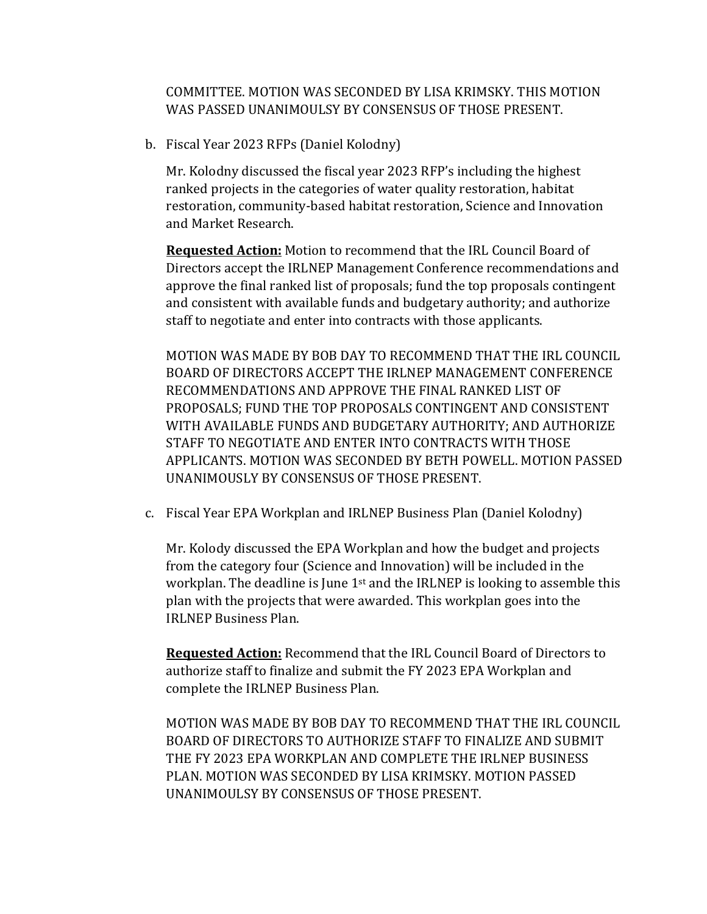COMMITTEE. MOTION WAS SECONDED BY LISA KRIMSKY. THIS MOTION WAS PASSED UNANIMOULSY BY CONSENSUS OF THOSE PRESENT.

b. Fiscal Year 2023 RFPs (Daniel Kolodny)

   Mr. Kolodny discussed the fiscal year 2023 RFP's including the highest ranked projects in the categories of water quality restoration, habitat restoration, community-based habitat restoration, Science and Innovation and Market Research.

   **Requested Action:** Motion to recommend that the IRL Council Board of Directors accept the IRLNEP Management Conference recommendations and approve the final ranked list of proposals; fund the top proposals contingent and consistent with available funds and budgetary authority; and authorize staff to negotiate and enter into contracts with those applicants.

   MOTION WAS MADE BY BOB DAY TO RECOMMEND THAT THE IRL COUNCIL BOARD OF DIRECTORS ACCEPT THE IRLNEP MANAGEMENT CONFERENCE RECOMMENDATIONS AND APPROVE THE FINAL RANKED LIST OF PROPOSALS; FUND THE TOP PROPOSALS CONTINGENT AND CONSISTENT WITH AVAILABLE FUNDS AND BUDGETARY AUTHORITY; AND AUTHORIZE STAFF TO NEGOTIATE AND ENTER INTO CONTRACTS WITH THOSE APPLICANTS. MOTION WAS SECONDED BY BETH POWELL. MOTION PASSED UNANIMOUSLY BY CONSENSUS OF THOSE PRESENT.

c. Fiscal Year EPA Workplan and IRLNEP Business Plan (Daniel Kolodny)

   Mr. Kolody discussed the EPA Workplan and how the budget and projects from the category four (Science and Innovation) will be included in the workplan. The deadline is June 1st and the IRLNEP is looking to assemble this plan with the projects that were awarded. This workplan goes into the IRLNEP Business Plan.

   **Requested Action:** Recommend that the IRL Council Board of Directors to authorize staff to finalize and submit the FY 2023 EPA Workplan and complete the IRLNEP Business Plan.

   MOTION WAS MADE BY BOB DAY TO RECOMMEND THAT THE IRL COUNCIL BOARD OF DIRECTORS TO AUTHORIZE STAFF TO FINALIZE AND SUBMIT THE FY 2023 EPA WORKPLAN AND COMPLETE THE IRLNEP BUSINESS PLAN. MOTION WAS SECONDED BY LISA KRIMSKY. MOTION PASSED UNANIMOULSY BY CONSENSUS OF THOSE PRESENT.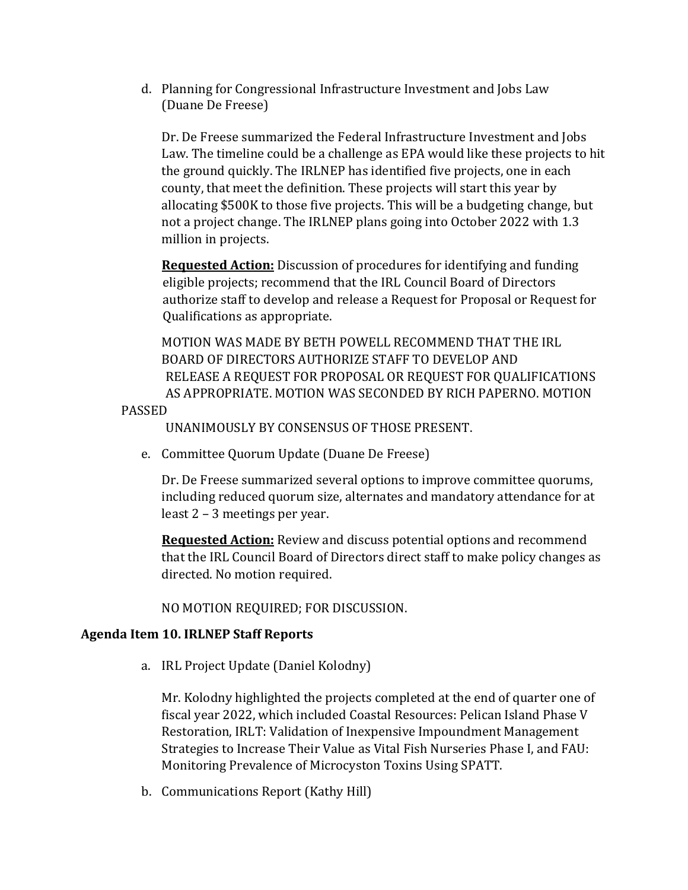d. Planning for Congressional Infrastructure Investment and Jobs Law (Duane De Freese)

   Dr. De Freese summarized the Federal Infrastructure Investment and Jobs Law. The timeline could be a challenge as EPA would like these projects to hit the ground quickly. The IRLNEP has identified five projects, one in each county, that meet the definition. These projects will start this year by allocating $500K to those five projects. This will be a budgeting change, but not a project change. The IRLNEP plans going into October 2022 with 1.3 million in projects.

   **Requested Action:** Discussion of procedures for identifying and funding eligible projects; recommend that the IRL Council Board of Directors authorize staff to develop and release a Request for Proposal or Request for Qualifications as appropriate.

   MOTION WAS MADE BY BETH POWELL RECOMMEND THAT THE IRL BOARD OF DIRECTORS AUTHORIZE STAFF TO DEVELOP AND RELEASE A REQUEST FOR PROPOSAL OR REQUEST FOR QUALIFICATIONS AS APPROPRIATE. MOTION WAS SECONDED BY RICH PAPERNO. MOTION PASSED UNANIMOUSLY BY CONSENSUS OF THOSE PRESENT.

e. Committee Quorum Update (Duane De Freese)

   Dr. De Freese summarized several options to improve committee quorums, including reduced quorum size, alternates and mandatory attendance for at least 2 – 3 meetings per year.

   **Requested Action:** Review and discuss potential options and recommend that the IRL Council Board of Directors direct staff to make policy changes as directed. No motion required.

   NO MOTION REQUIRED; FOR DISCUSSION.

### Agenda Item 10. IRLNEP Staff Reports

a. IRL Project Update (Daniel Kolodny)

   Mr. Kolodny highlighted the projects completed at the end of quarter one of fiscal year 2022, which included Coastal Resources: Pelican Island Phase V Restoration, IRLT: Validation of Inexpensive Impoundment Management Strategies to Increase Their Value as Vital Fish Nurseries Phase I, and FAU: Monitoring Prevalence of Microcyston Toxins Using SPATT.

b. Communications Report (Kathy Hill)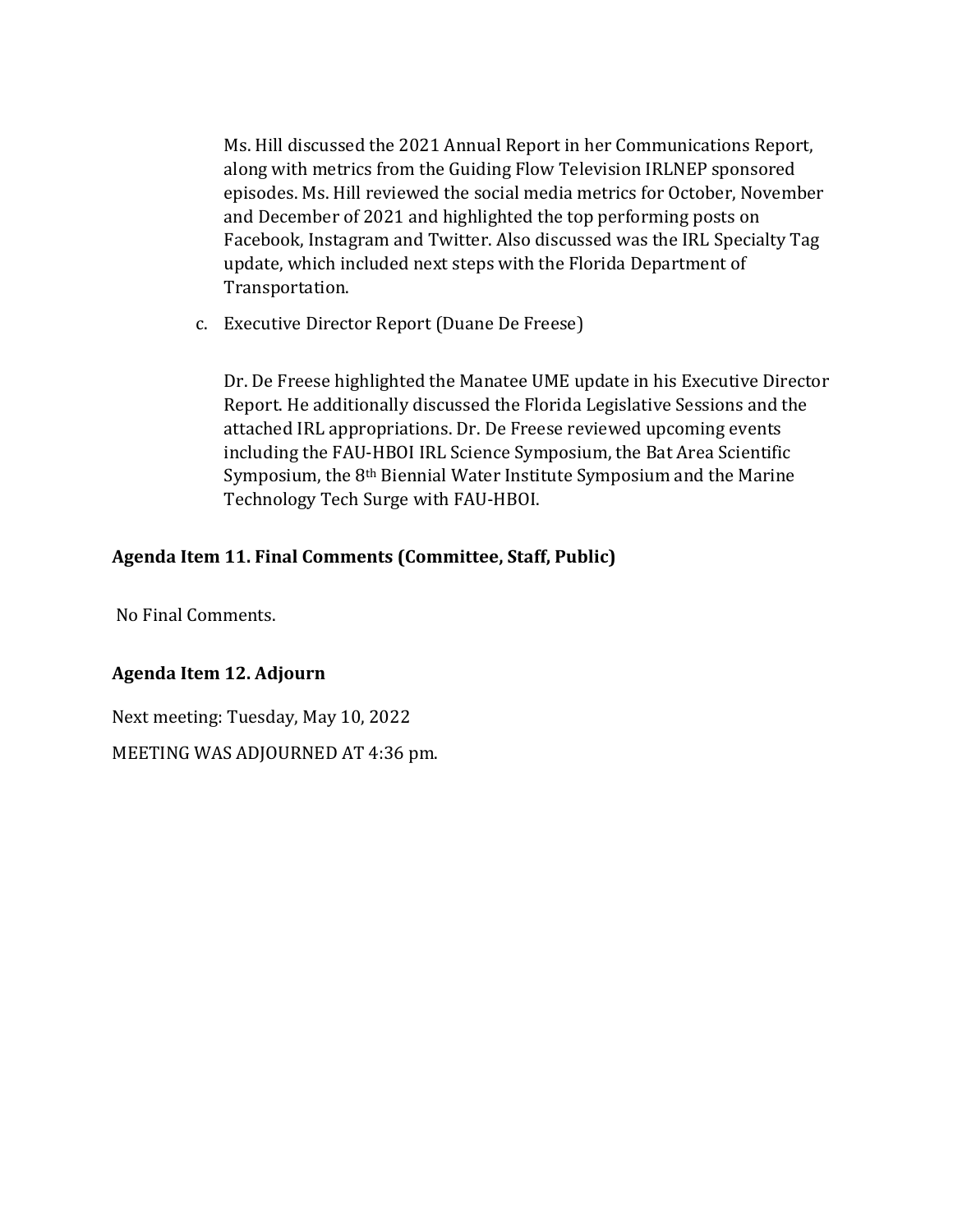Ms. Hill discussed the 2021 Annual Report in her Communications Report, along with metrics from the Guiding Flow Television IRLNEP sponsored episodes. Ms. Hill reviewed the social media metrics for October, November and December of 2021 and highlighted the top performing posts on Facebook, Instagram and Twitter. Also discussed was the IRL Specialty Tag update, which included next steps with the Florida Department of Transportation.

c. Executive Director Report (Duane De Freese)

Dr. De Freese highlighted the Manatee UME update in his Executive Director Report. He additionally discussed the Florida Legislative Sessions and the attached IRL appropriations. Dr. De Freese reviewed upcoming events including the FAU-HBOI IRL Science Symposium, the Bat Area Scientific Symposium, the 8th Biennial Water Institute Symposium and the Marine Technology Tech Surge with FAU-HBOI.

**Agenda Item 11. Final Comments (Committee, Staff, Public)**

No Final Comments.

**Agenda Item 12. Adjourn**

Next meeting: Tuesday, May 10, 2022

MEETING WAS ADJOURNED AT 4:36 pm.